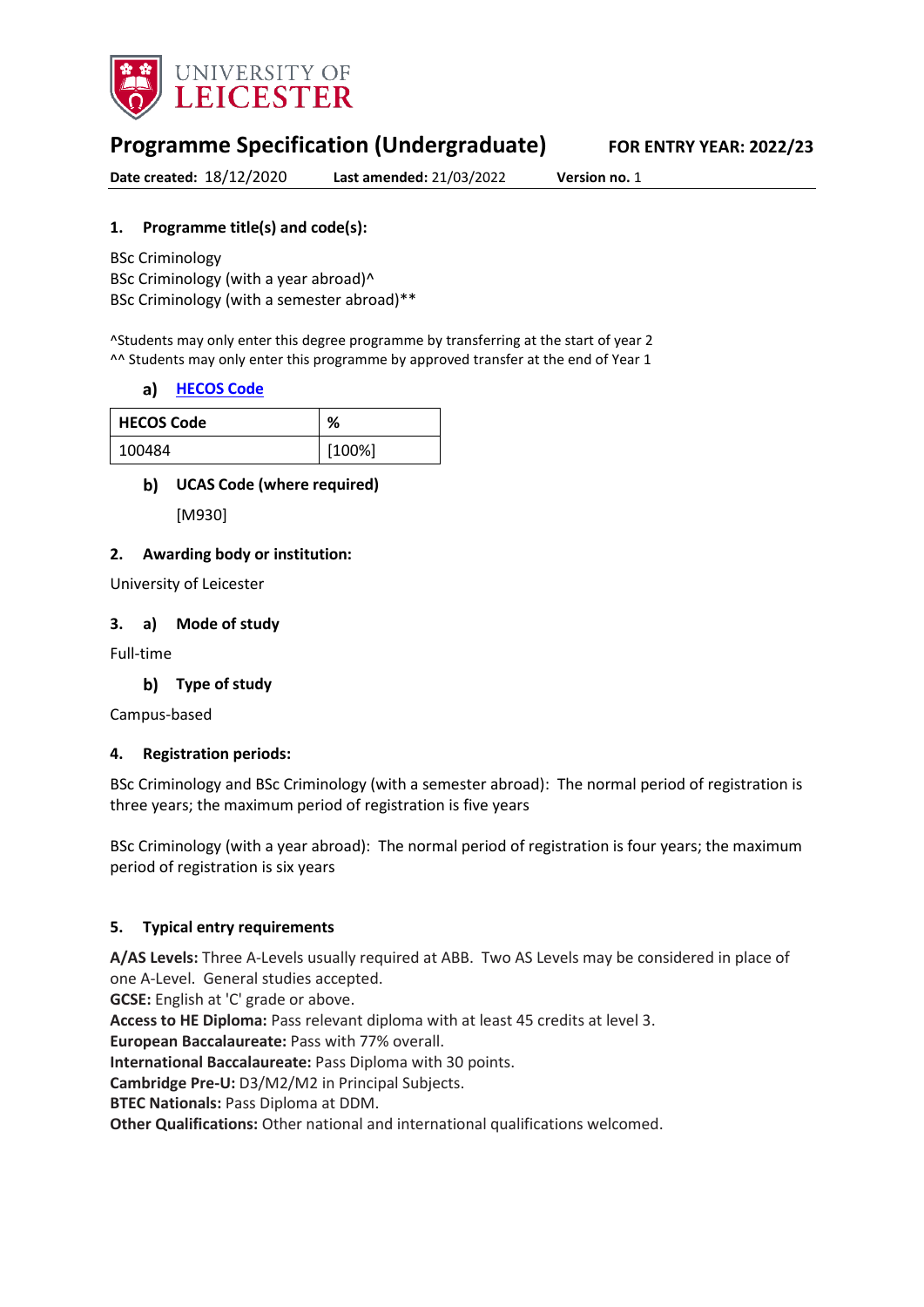UNIVERSITY OF LEICESTER

# Programme Specification (Undergraduate)

**FOR ENTRY YEAR: 2022/23**

**Date created:** 18/12/2020 **Last amended:** 21/03/2022 **Version no.** 1

## 1. Programme title(s) and code(s):

BSc Criminology
BSc Criminology (with a year abroad)^
BSc Criminology (with a semester abroad)**

^Students may only enter this degree programme by transferring at the start of year 2
^^ Students may only enter this programme by approved transfer at the end of Year 1

### a) HECOS Code

| HECOS Code | % |
|---|---|
| 100484 | [100%] |

### b) UCAS Code (where required)

[M930]

## 2. Awarding body or institution:

University of Leicester

## 3. a) Mode of study

Full-time

### b) Type of study

Campus-based

## 4. Registration periods:

BSc Criminology and BSc Criminology (with a semester abroad): The normal period of registration is three years; the maximum period of registration is five years

BSc Criminology (with a year abroad): The normal period of registration is four years; the maximum period of registration is six years

## 5. Typical entry requirements

**A/AS Levels:** Three A-Levels usually required at ABB. Two AS Levels may be considered in place of one A-Level. General studies accepted.
**GCSE:** English at 'C' grade or above.
**Access to HE Diploma:** Pass relevant diploma with at least 45 credits at level 3.
**European Baccalaureate:** Pass with 77% overall.
**International Baccalaureate:** Pass Diploma with 30 points.
**Cambridge Pre-U:** D3/M2/M2 in Principal Subjects.
**BTEC Nationals:** Pass Diploma at DDM.
**Other Qualifications:** Other national and international qualifications welcomed.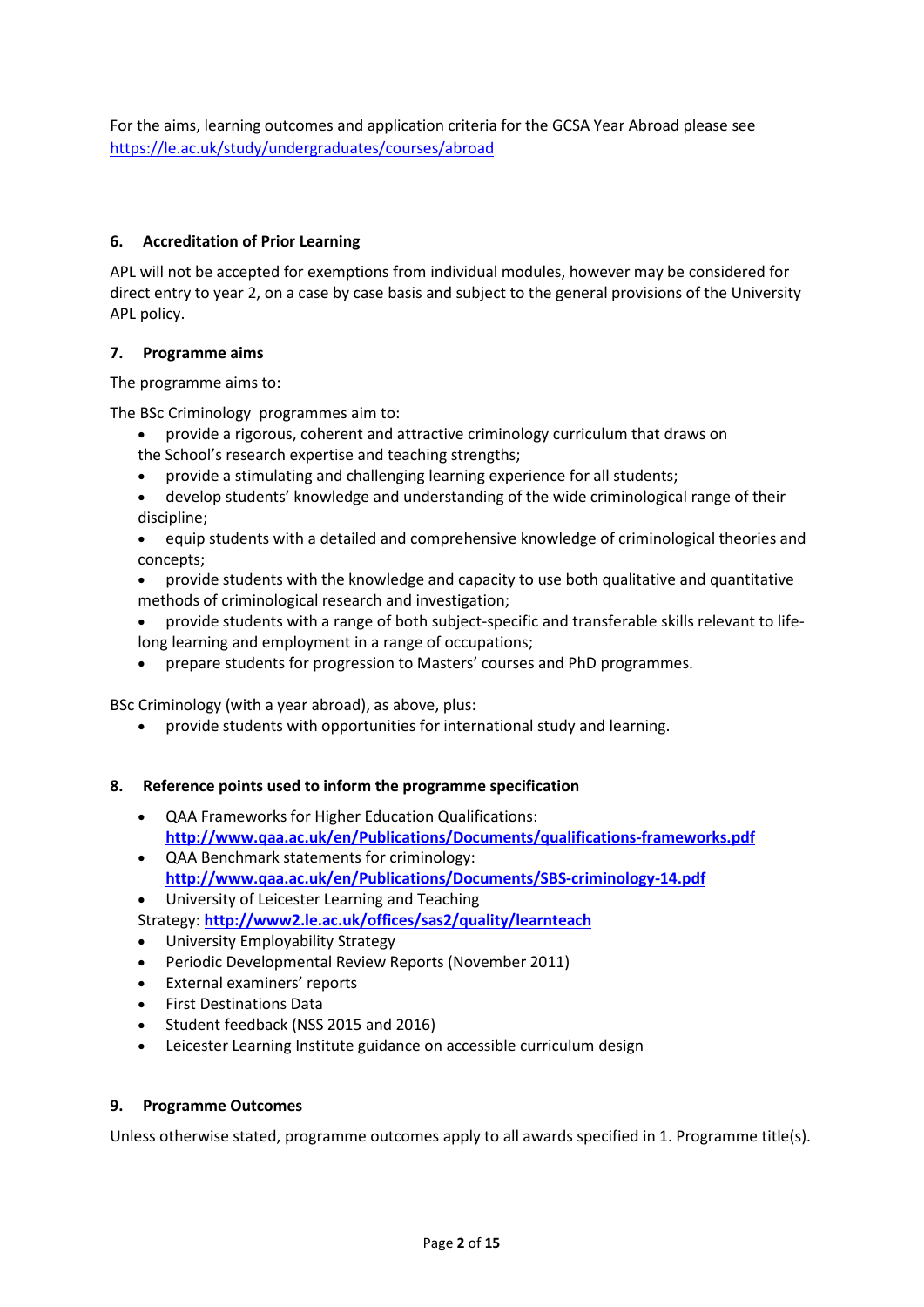For the aims, learning outcomes and application criteria for the GCSA Year Abroad please see https://le.ac.uk/study/undergraduates/courses/abroad

## 6. Accreditation of Prior Learning

APL will not be accepted for exemptions from individual modules, however may be considered for direct entry to year 2, on a case by case basis and subject to the general provisions of the University APL policy.

## 7. Programme aims

The programme aims to:

The BSc Criminology programmes aim to:

- provide a rigorous, coherent and attractive criminology curriculum that draws on the School's research expertise and teaching strengths;
- provide a stimulating and challenging learning experience for all students;
- develop students' knowledge and understanding of the wide criminological range of their discipline;
- equip students with a detailed and comprehensive knowledge of criminological theories and concepts;
- provide students with the knowledge and capacity to use both qualitative and quantitative methods of criminological research and investigation;
- provide students with a range of both subject-specific and transferable skills relevant to life-long learning and employment in a range of occupations;
- prepare students for progression to Masters' courses and PhD programmes.

BSc Criminology (with a year abroad), as above, plus:

- provide students with opportunities for international study and learning.

## 8. Reference points used to inform the programme specification

- QAA Frameworks for Higher Education Qualifications: **http://www.qaa.ac.uk/en/Publications/Documents/qualifications-frameworks.pdf**
- QAA Benchmark statements for criminology: **http://www.qaa.ac.uk/en/Publications/Documents/SBS-criminology-14.pdf**
- University of Leicester Learning and Teaching Strategy: **http://www2.le.ac.uk/offices/sas2/quality/learnteach**
- University Employability Strategy
- Periodic Developmental Review Reports (November 2011)
- External examiners' reports
- First Destinations Data
- Student feedback (NSS 2015 and 2016)
- Leicester Learning Institute guidance on accessible curriculum design

## 9. Programme Outcomes

Unless otherwise stated, programme outcomes apply to all awards specified in 1. Programme title(s).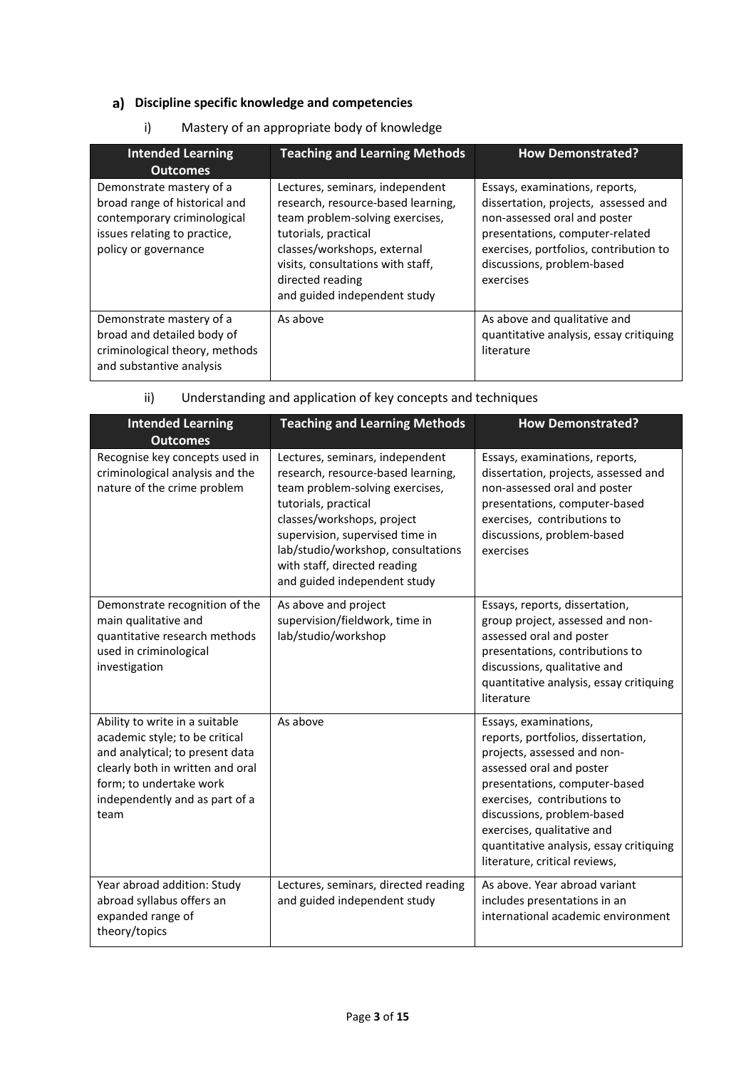## a) Discipline specific knowledge and competencies

### i) Mastery of an appropriate body of knowledge

| Intended Learning Outcomes | Teaching and Learning Methods | How Demonstrated? |
|---|---|---|
| Demonstrate mastery of a broad range of historical and contemporary criminological issues relating to practice, policy or governance | Lectures, seminars, independent research, resource-based learning, team problem-solving exercises, tutorials, practical classes/workshops, external visits, consultations with staff, directed reading and guided independent study | Essays, examinations, reports, dissertation, projects, assessed and non-assessed oral and poster presentations, computer-related exercises, portfolios, contribution to discussions, problem-based exercises |
| Demonstrate mastery of a broad and detailed body of criminological theory, methods and substantive analysis | As above | As above and qualitative and quantitative analysis, essay critiquing literature |

### ii) Understanding and application of key concepts and techniques

| Intended Learning Outcomes | Teaching and Learning Methods | How Demonstrated? |
|---|---|---|
| Recognise key concepts used in criminological analysis and the nature of the crime problem | Lectures, seminars, independent research, resource-based learning, team problem-solving exercises, tutorials, practical classes/workshops, project supervision, supervised time in lab/studio/workshop, consultations with staff, directed reading and guided independent study | Essays, examinations, reports, dissertation, projects, assessed and non-assessed oral and poster presentations, computer-based exercises, contributions to discussions, problem-based exercises |
| Demonstrate recognition of the main qualitative and quantitative research methods used in criminological investigation | As above and project supervision/fieldwork, time in lab/studio/workshop | Essays, reports, dissertation, group project, assessed and non-assessed oral and poster presentations, contributions to discussions, qualitative and quantitative analysis, essay critiquing literature |
| Ability to write in a suitable academic style; to be critical and analytical; to present data clearly both in written and oral form; to undertake work independently and as part of a team | As above | Essays, examinations, reports, portfolios, dissertation, projects, assessed and non-assessed oral and poster presentations, computer-based exercises, contributions to discussions, problem-based exercises, qualitative and quantitative analysis, essay critiquing literature, critical reviews, |
| Year abroad addition: Study abroad syllabus offers an expanded range of theory/topics | Lectures, seminars, directed reading and guided independent study | As above. Year abroad variant includes presentations in an international academic environment |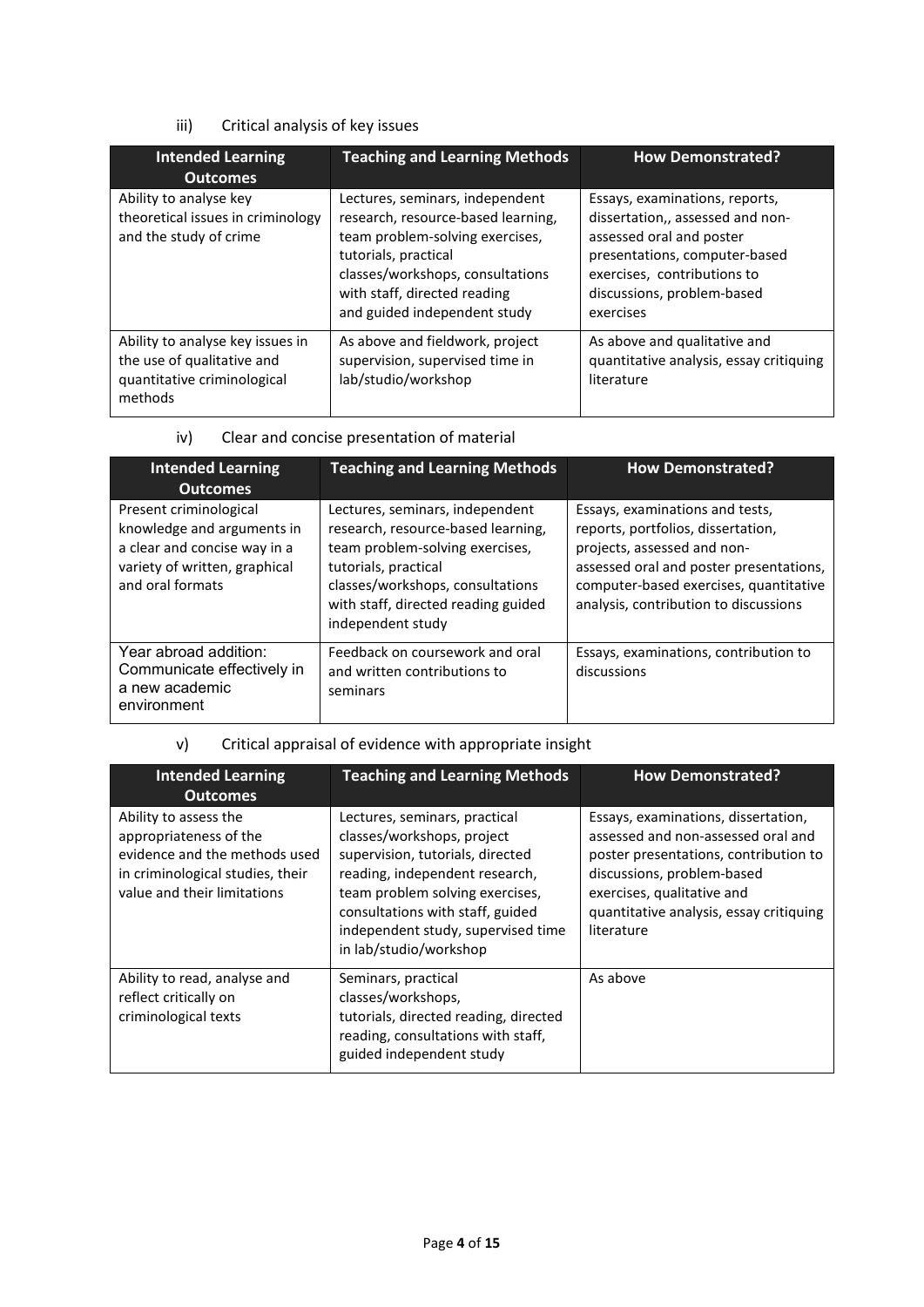iii) Critical analysis of key issues

| Intended Learning Outcomes | Teaching and Learning Methods | How Demonstrated? |
| --- | --- | --- |
| Ability to analyse key theoretical issues in criminology and the study of crime | Lectures, seminars, independent research, resource-based learning, team problem-solving exercises, tutorials, practical classes/workshops, consultations with staff, directed reading and guided independent study | Essays, examinations, reports, dissertation,, assessed and non-assessed oral and poster presentations, computer-based exercises, contributions to discussions, problem-based exercises |
| Ability to analyse key issues in the use of qualitative and quantitative criminological methods | As above and fieldwork, project supervision, supervised time in lab/studio/workshop | As above and qualitative and quantitative analysis, essay critiquing literature |

iv) Clear and concise presentation of material

| Intended Learning Outcomes | Teaching and Learning Methods | How Demonstrated? |
| --- | --- | --- |
| Present criminological knowledge and arguments in a clear and concise way in a variety of written, graphical and oral formats | Lectures, seminars, independent research, resource-based learning, team problem-solving exercises, tutorials, practical classes/workshops, consultations with staff, directed reading guided independent study | Essays, examinations and tests, reports, portfolios, dissertation, projects, assessed and non-assessed oral and poster presentations, computer-based exercises, quantitative analysis, contribution to discussions |
| Year abroad addition: Communicate effectively in a new academic environment | Feedback on coursework and oral and written contributions to seminars | Essays, examinations, contribution to discussions |

v) Critical appraisal of evidence with appropriate insight

| Intended Learning Outcomes | Teaching and Learning Methods | How Demonstrated? |
| --- | --- | --- |
| Ability to assess the appropriateness of the evidence and the methods used in criminological studies, their value and their limitations | Lectures, seminars, practical classes/workshops, project supervision, tutorials, directed reading, independent research, team problem solving exercises, consultations with staff, guided independent study, supervised time in lab/studio/workshop | Essays, examinations, dissertation, assessed and non-assessed oral and poster presentations, contribution to discussions, problem-based exercises, qualitative and quantitative analysis, essay critiquing literature |
| Ability to read, analyse and reflect critically on criminological texts | Seminars, practical classes/workshops, tutorials, directed reading, directed reading, consultations with staff, guided independent study | As above |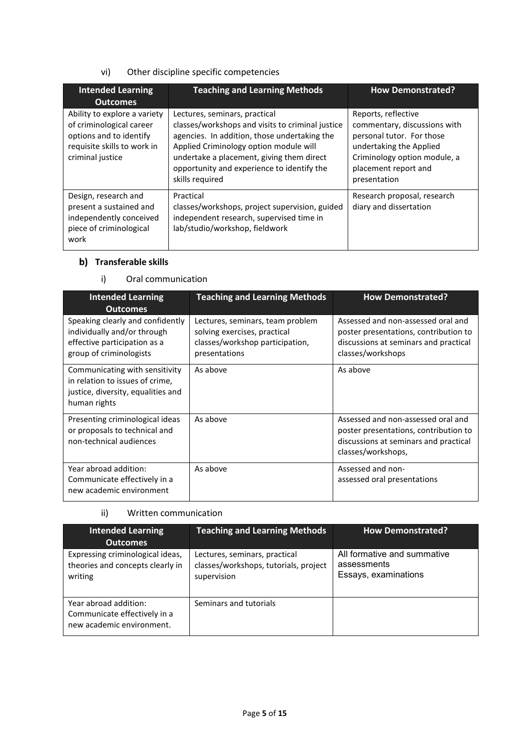vi) Other discipline specific competencies

| Intended Learning Outcomes | Teaching and Learning Methods | How Demonstrated? |
|---|---|---|
| Ability to explore a variety of criminological career options and to identify requisite skills to work in criminal justice | Lectures, seminars, practical classes/workshops and visits to criminal justice agencies. In addition, those undertaking the Applied Criminology option module will undertake a placement, giving them direct opportunity and experience to identify the skills required | Reports, reflective commentary, discussions with personal tutor. For those undertaking the Applied Criminology option module, a placement report and presentation |
| Design, research and present a sustained and independently conceived piece of criminological work | Practical classes/workshops, project supervision, guided independent research, supervised time in lab/studio/workshop, fieldwork | Research proposal, research diary and dissertation |

### b) Transferable skills

i) Oral communication

| Intended Learning Outcomes | Teaching and Learning Methods | How Demonstrated? |
|---|---|---|
| Speaking clearly and confidently individually and/or through effective participation as a group of criminologists | Lectures, seminars, team problem solving exercises, practical classes/workshop participation, presentations | Assessed and non-assessed oral and poster presentations, contribution to discussions at seminars and practical classes/workshops |
| Communicating with sensitivity in relation to issues of crime, justice, diversity, equalities and human rights | As above | As above |
| Presenting criminological ideas or proposals to technical and non-technical audiences | As above | Assessed and non-assessed oral and poster presentations, contribution to discussions at seminars and practical classes/workshops, |
| Year abroad addition: Communicate effectively in a new academic environment | As above | Assessed and non-assessed oral presentations |

ii) Written communication

| Intended Learning Outcomes | Teaching and Learning Methods | How Demonstrated? |
|---|---|---|
| Expressing criminological ideas, theories and concepts clearly in writing | Lectures, seminars, practical classes/workshops, tutorials, project supervision | All formative and summative assessments Essays, examinations |
| Year abroad addition: Communicate effectively in a new academic environment. | Seminars and tutorials | |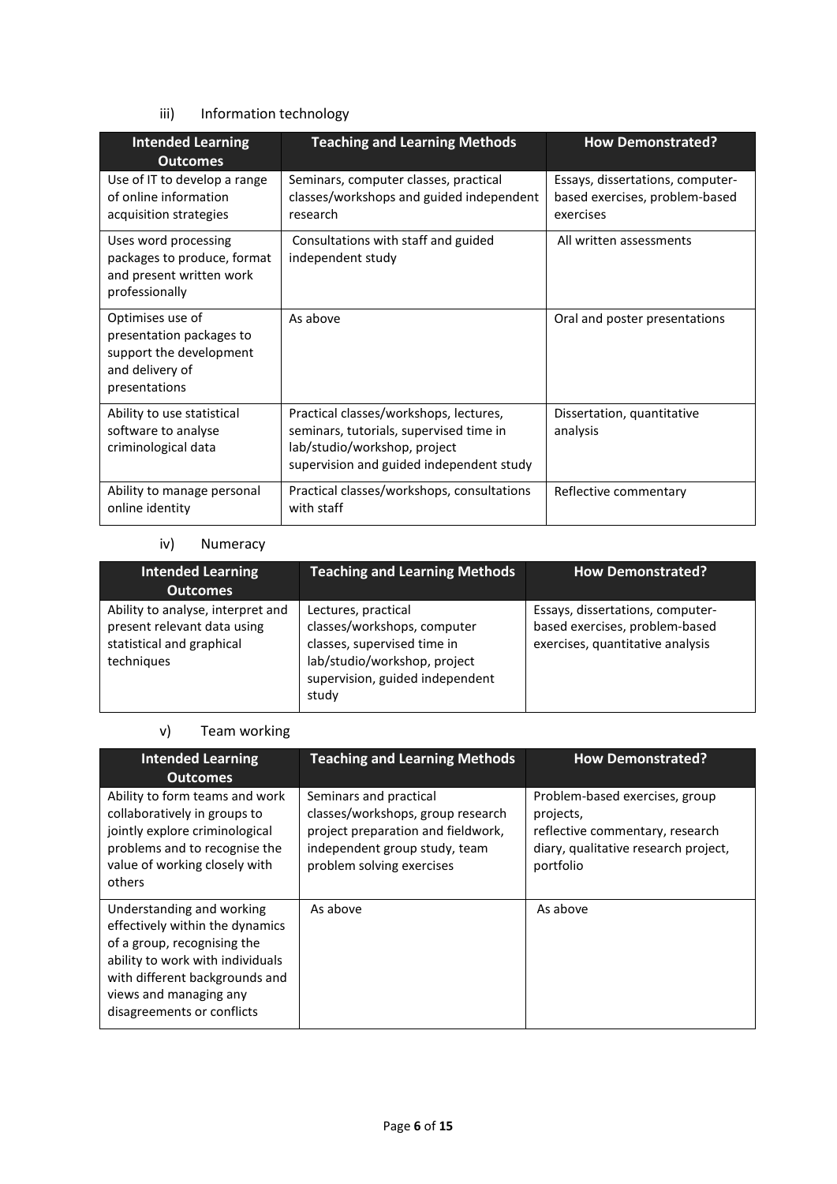### iii) Information technology

| Intended Learning Outcomes | Teaching and Learning Methods | How Demonstrated? |
|---|---|---|
| Use of IT to develop a range of online information acquisition strategies | Seminars, computer classes, practical classes/workshops and guided independent research | Essays, dissertations, computer-based exercises, problem-based exercises |
| Uses word processing packages to produce, format and present written work professionally | Consultations with staff and guided independent study | All written assessments |
| Optimises use of presentation packages to support the development and delivery of presentations | As above | Oral and poster presentations |
| Ability to use statistical software to analyse criminological data | Practical classes/workshops, lectures, seminars, tutorials, supervised time in lab/studio/workshop, project supervision and guided independent study | Dissertation, quantitative analysis |
| Ability to manage personal online identity | Practical classes/workshops, consultations with staff | Reflective commentary |

### iv) Numeracy

| Intended Learning Outcomes | Teaching and Learning Methods | How Demonstrated? |
|---|---|---|
| Ability to analyse, interpret and present relevant data using statistical and graphical techniques | Lectures, practical classes/workshops, computer classes, supervised time in lab/studio/workshop, project supervision, guided independent study | Essays, dissertations, computer-based exercises, problem-based exercises, quantitative analysis |

### v) Team working

| Intended Learning Outcomes | Teaching and Learning Methods | How Demonstrated? |
|---|---|---|
| Ability to form teams and work collaboratively in groups to jointly explore criminological problems and to recognise the value of working closely with others | Seminars and practical classes/workshops, group research project preparation and fieldwork, independent group study, team problem solving exercises | Problem-based exercises, group projects, reflective commentary, research diary, qualitative research project, portfolio |
| Understanding and working effectively within the dynamics of a group, recognising the ability to work with individuals with different backgrounds and views and managing any disagreements or conflicts | As above | As above |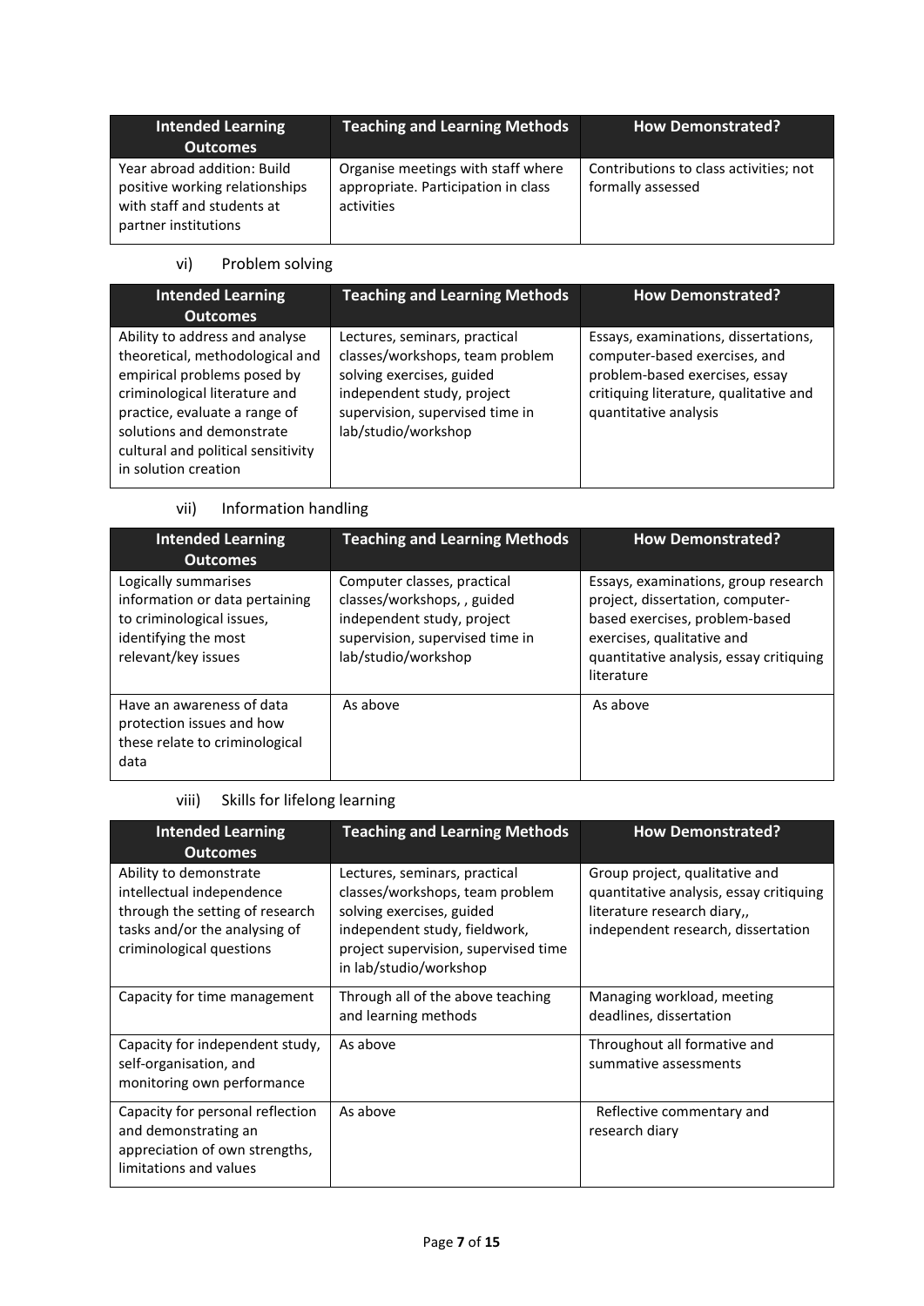| Intended Learning Outcomes | Teaching and Learning Methods | How Demonstrated? |
|---|---|---|
| Year abroad addition: Build positive working relationships with staff and students at partner institutions | Organise meetings with staff where appropriate. Participation in class activities | Contributions to class activities; not formally assessed |

vi) Problem solving

| Intended Learning Outcomes | Teaching and Learning Methods | How Demonstrated? |
|---|---|---|
| Ability to address and analyse theoretical, methodological and empirical problems posed by criminological literature and practice, evaluate a range of solutions and demonstrate cultural and political sensitivity in solution creation | Lectures, seminars, practical classes/workshops, team problem solving exercises, guided independent study, project supervision, supervised time in lab/studio/workshop | Essays, examinations, dissertations, computer-based exercises, and problem-based exercises, essay critiquing literature, qualitative and quantitative analysis |

vii) Information handling

| Intended Learning Outcomes | Teaching and Learning Methods | How Demonstrated? |
|---|---|---|
| Logically summarises information or data pertaining to criminological issues, identifying the most relevant/key issues | Computer classes, practical classes/workshops, , guided independent study, project supervision, supervised time in lab/studio/workshop | Essays, examinations, group research project, dissertation, computer-based exercises, problem-based exercises, qualitative and quantitative analysis, essay critiquing literature |
| Have an awareness of data protection issues and how these relate to criminological data | As above | As above |

viii) Skills for lifelong learning

| Intended Learning Outcomes | Teaching and Learning Methods | How Demonstrated? |
|---|---|---|
| Ability to demonstrate intellectual independence through the setting of research tasks and/or the analysing of criminological questions | Lectures, seminars, practical classes/workshops, team problem solving exercises, guided independent study, fieldwork, project supervision, supervised time in lab/studio/workshop | Group project, qualitative and quantitative analysis, essay critiquing literature research diary,, independent research, dissertation |
| Capacity for time management | Through all of the above teaching and learning methods | Managing workload, meeting deadlines, dissertation |
| Capacity for independent study, self-organisation, and monitoring own performance | As above | Throughout all formative and summative assessments |
| Capacity for personal reflection and demonstrating an appreciation of own strengths, limitations and values | As above | Reflective commentary and research diary |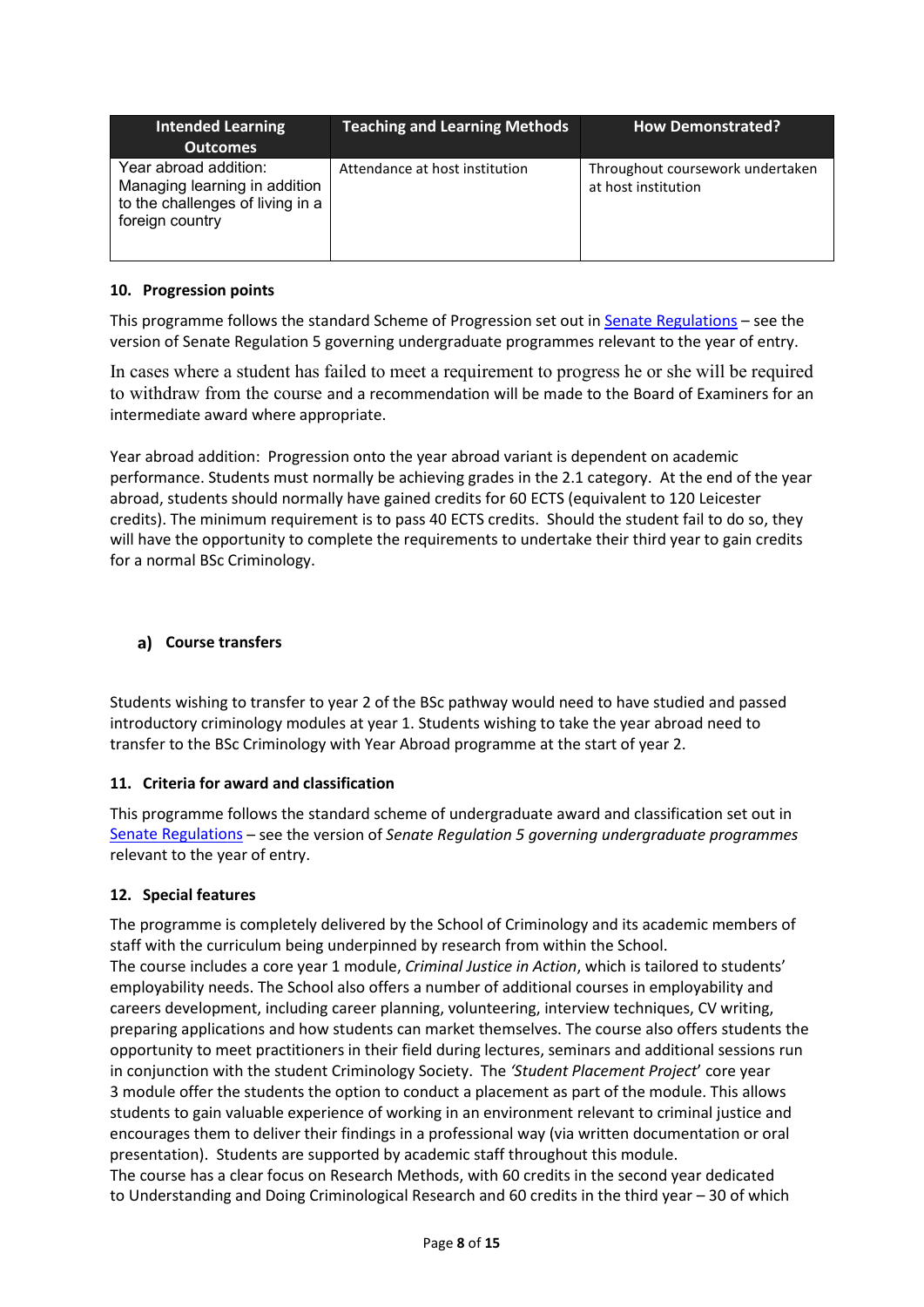| Intended Learning Outcomes | Teaching and Learning Methods | How Demonstrated? |
|---|---|---|
| Year abroad addition: Managing learning in addition to the challenges of living in a foreign country | Attendance at host institution | Throughout coursework undertaken at host institution |

### 10. Progression points

This programme follows the standard Scheme of Progression set out in [Senate Regulations](#) – see the version of Senate Regulation 5 governing undergraduate programmes relevant to the year of entry.

In cases where a student has failed to meet a requirement to progress he or she will be required to withdraw from the course and a recommendation will be made to the Board of Examiners for an intermediate award where appropriate.

Year abroad addition: Progression onto the year abroad variant is dependent on academic performance. Students must normally be achieving grades in the 2.1 category. At the end of the year abroad, students should normally have gained credits for 60 ECTS (equivalent to 120 Leicester credits). The minimum requirement is to pass 40 ECTS credits. Should the student fail to do so, they will have the opportunity to complete the requirements to undertake their third year to gain credits for a normal BSc Criminology.

#### a) Course transfers

Students wishing to transfer to year 2 of the BSc pathway would need to have studied and passed introductory criminology modules at year 1. Students wishing to take the year abroad need to transfer to the BSc Criminology with Year Abroad programme at the start of year 2.

### 11. Criteria for award and classification

This programme follows the standard scheme of undergraduate award and classification set out in [Senate Regulations](#) – see the version of *Senate Regulation 5 governing undergraduate programmes* relevant to the year of entry.

### 12. Special features

The programme is completely delivered by the School of Criminology and its academic members of staff with the curriculum being underpinned by research from within the School.
The course includes a core year 1 module, *Criminal Justice in Action*, which is tailored to students' employability needs. The School also offers a number of additional courses in employability and careers development, including career planning, volunteering, interview techniques, CV writing, preparing applications and how students can market themselves. The course also offers students the opportunity to meet practitioners in their field during lectures, seminars and additional sessions run in conjunction with the student Criminology Society. The *'Student Placement Project*' core year 3 module offer the students the option to conduct a placement as part of the module. This allows students to gain valuable experience of working in an environment relevant to criminal justice and encourages them to deliver their findings in a professional way (via written documentation or oral presentation). Students are supported by academic staff throughout this module.
The course has a clear focus on Research Methods, with 60 credits in the second year dedicated to Understanding and Doing Criminological Research and 60 credits in the third year – 30 of which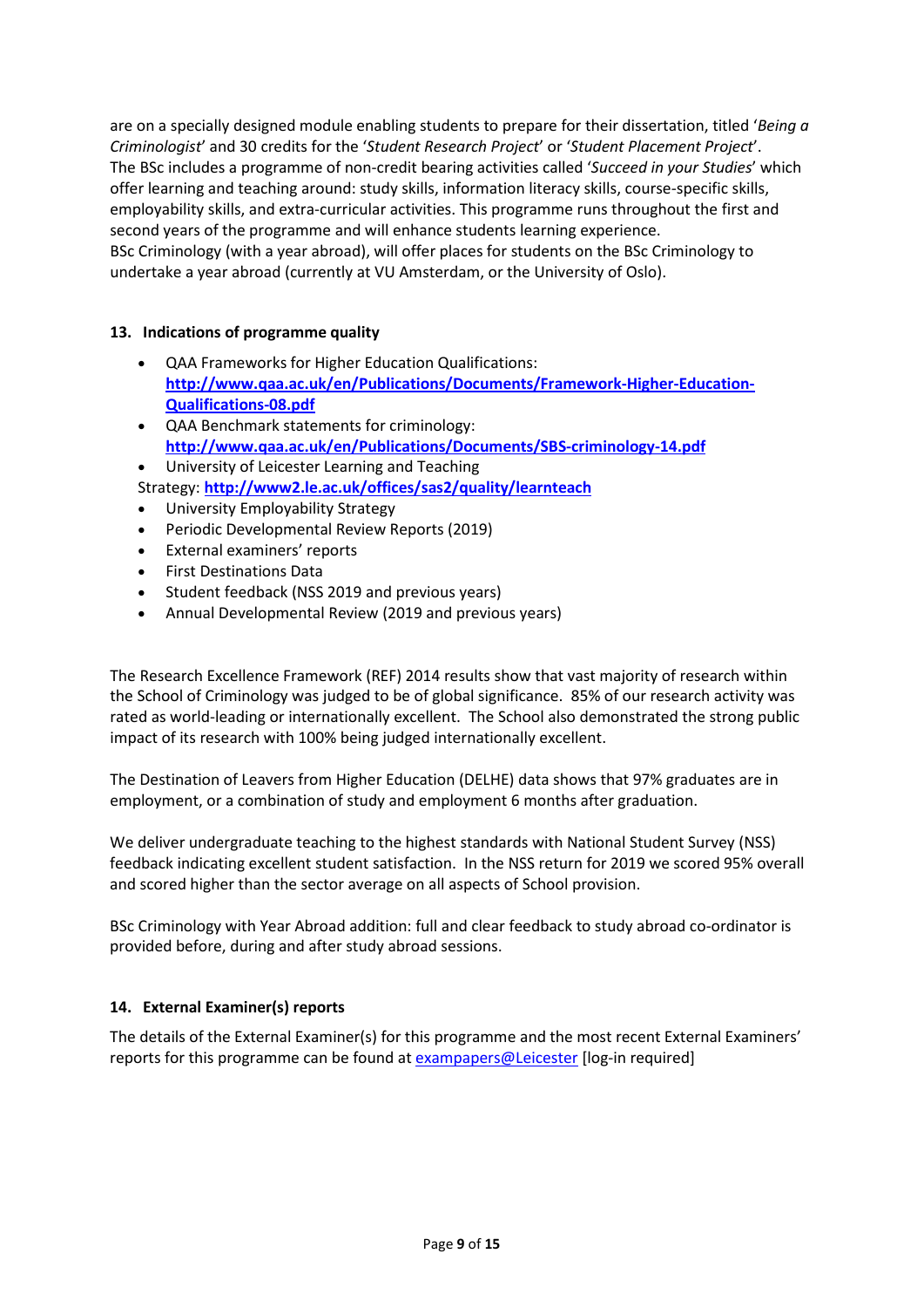are on a specially designed module enabling students to prepare for their dissertation, titled '*Being a Criminologist*' and 30 credits for the '*Student Research Project*' or '*Student Placement Project*'.
The BSc includes a programme of non-credit bearing activities called '*Succeed in your Studies*' which offer learning and teaching around: study skills, information literacy skills, course-specific skills, employability skills, and extra-curricular activities. This programme runs throughout the first and second years of the programme and will enhance students learning experience.
BSc Criminology (with a year abroad), will offer places for students on the BSc Criminology to undertake a year abroad (currently at VU Amsterdam, or the University of Oslo).

## 13. Indications of programme quality

- QAA Frameworks for Higher Education Qualifications: **http://www.qaa.ac.uk/en/Publications/Documents/Framework-Higher-Education-Qualifications-08.pdf**
- QAA Benchmark statements for criminology: **http://www.qaa.ac.uk/en/Publications/Documents/SBS-criminology-14.pdf**
- University of Leicester Learning and Teaching Strategy: **http://www2.le.ac.uk/offices/sas2/quality/learnteach**
- University Employability Strategy
- Periodic Developmental Review Reports (2019)
- External examiners' reports
- First Destinations Data
- Student feedback (NSS 2019 and previous years)
- Annual Developmental Review (2019 and previous years)

The Research Excellence Framework (REF) 2014 results show that vast majority of research within the School of Criminology was judged to be of global significance. 85% of our research activity was rated as world-leading or internationally excellent. The School also demonstrated the strong public impact of its research with 100% being judged internationally excellent.

The Destination of Leavers from Higher Education (DELHE) data shows that 97% graduates are in employment, or a combination of study and employment 6 months after graduation.

We deliver undergraduate teaching to the highest standards with National Student Survey (NSS) feedback indicating excellent student satisfaction. In the NSS return for 2019 we scored 95% overall and scored higher than the sector average on all aspects of School provision.

BSc Criminology with Year Abroad addition: full and clear feedback to study abroad co-ordinator is provided before, during and after study abroad sessions.

## 14. External Examiner(s) reports

The details of the External Examiner(s) for this programme and the most recent External Examiners' reports for this programme can be found at exampapers@Leicester [log-in required]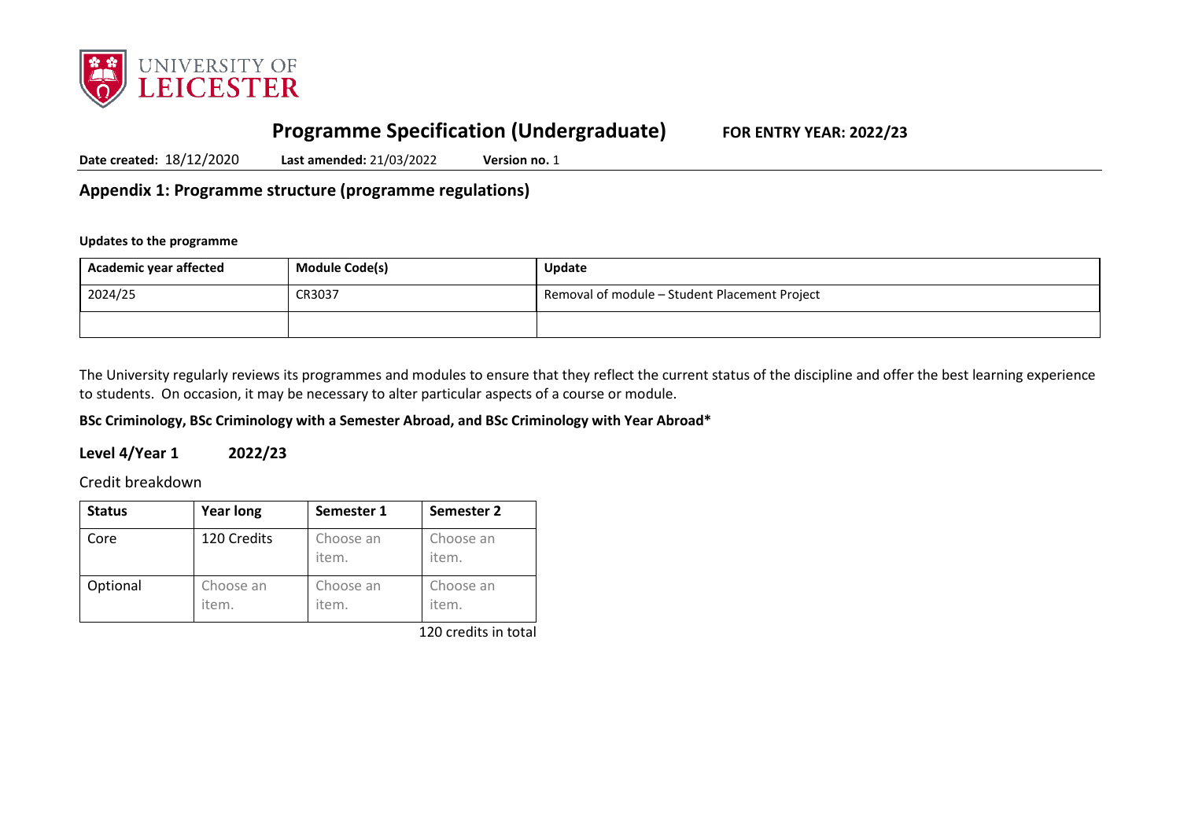# Programme Specification (Undergraduate) **FOR ENTRY YEAR: 2022/23**

**Date created:** 18/12/2020 **Last amended:** 21/03/2022 **Version no.** 1

## Appendix 1: Programme structure (programme regulations)

**Updates to the programme**

| Academic year affected | Module Code(s) | Update |
|---|---|---|
| 2024/25 | CR3037 | Removal of module – Student Placement Project |
| | | |

The University regularly reviews its programmes and modules to ensure that they reflect the current status of the discipline and offer the best learning experience to students. On occasion, it may be necessary to alter particular aspects of a course or module.

**BSc Criminology, BSc Criminology with a Semester Abroad, and BSc Criminology with Year Abroad***

### Level 4/Year 1 2022/23

Credit breakdown

| Status | Year long | Semester 1 | Semester 2 |
|---|---|---|---|
| Core | 120 Credits | Choose an item. | Choose an item. |
| Optional | Choose an item. | Choose an item. | Choose an item. |

120 credits in total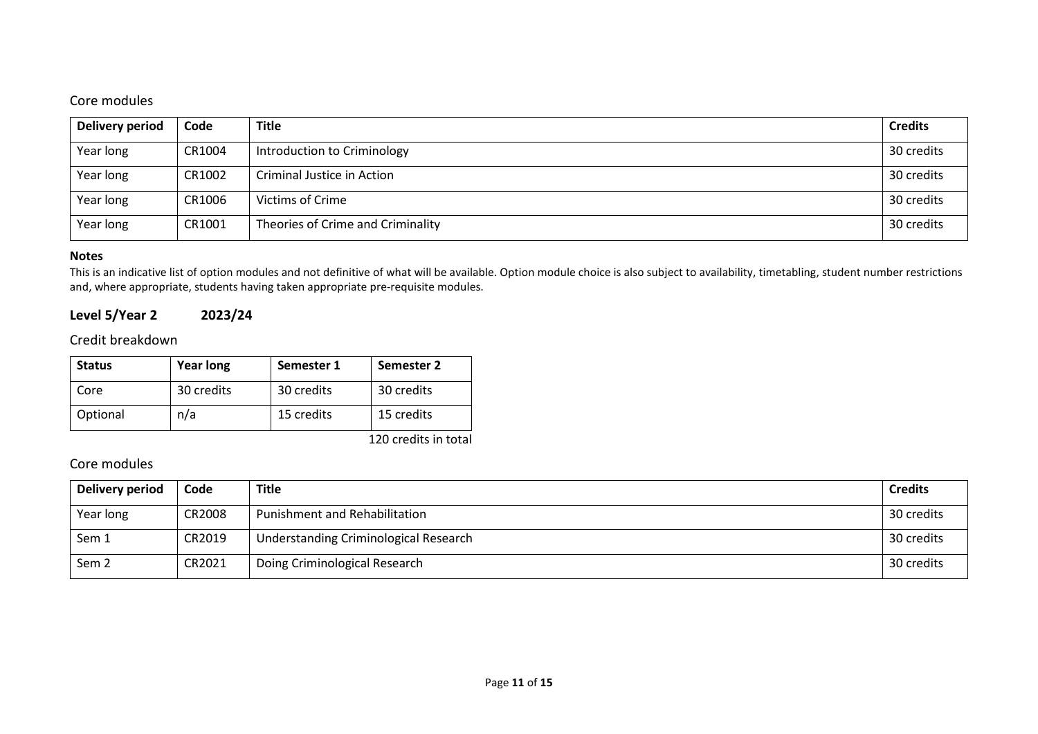## Core modules

| Delivery period | Code | Title | Credits |
|---|---|---|---|
| Year long | CR1004 | Introduction to Criminology | 30 credits |
| Year long | CR1002 | Criminal Justice in Action | 30 credits |
| Year long | CR1006 | Victims of Crime | 30 credits |
| Year long | CR1001 | Theories of Crime and Criminality | 30 credits |

**Notes**

This is an indicative list of option modules and not definitive of what will be available. Option module choice is also subject to availability, timetabling, student number restrictions and, where appropriate, students having taken appropriate pre-requisite modules.

### Level 5/Year 2 2023/24

## Credit breakdown

| Status | Year long | Semester 1 | Semester 2 |
|---|---|---|---|
| Core | 30 credits | 30 credits | 30 credits |
| Optional | n/a | 15 credits | 15 credits |

120 credits in total

## Core modules

| Delivery period | Code | Title | Credits |
|---|---|---|---|
| Year long | CR2008 | Punishment and Rehabilitation | 30 credits |
| Sem 1 | CR2019 | Understanding Criminological Research | 30 credits |
| Sem 2 | CR2021 | Doing Criminological Research | 30 credits |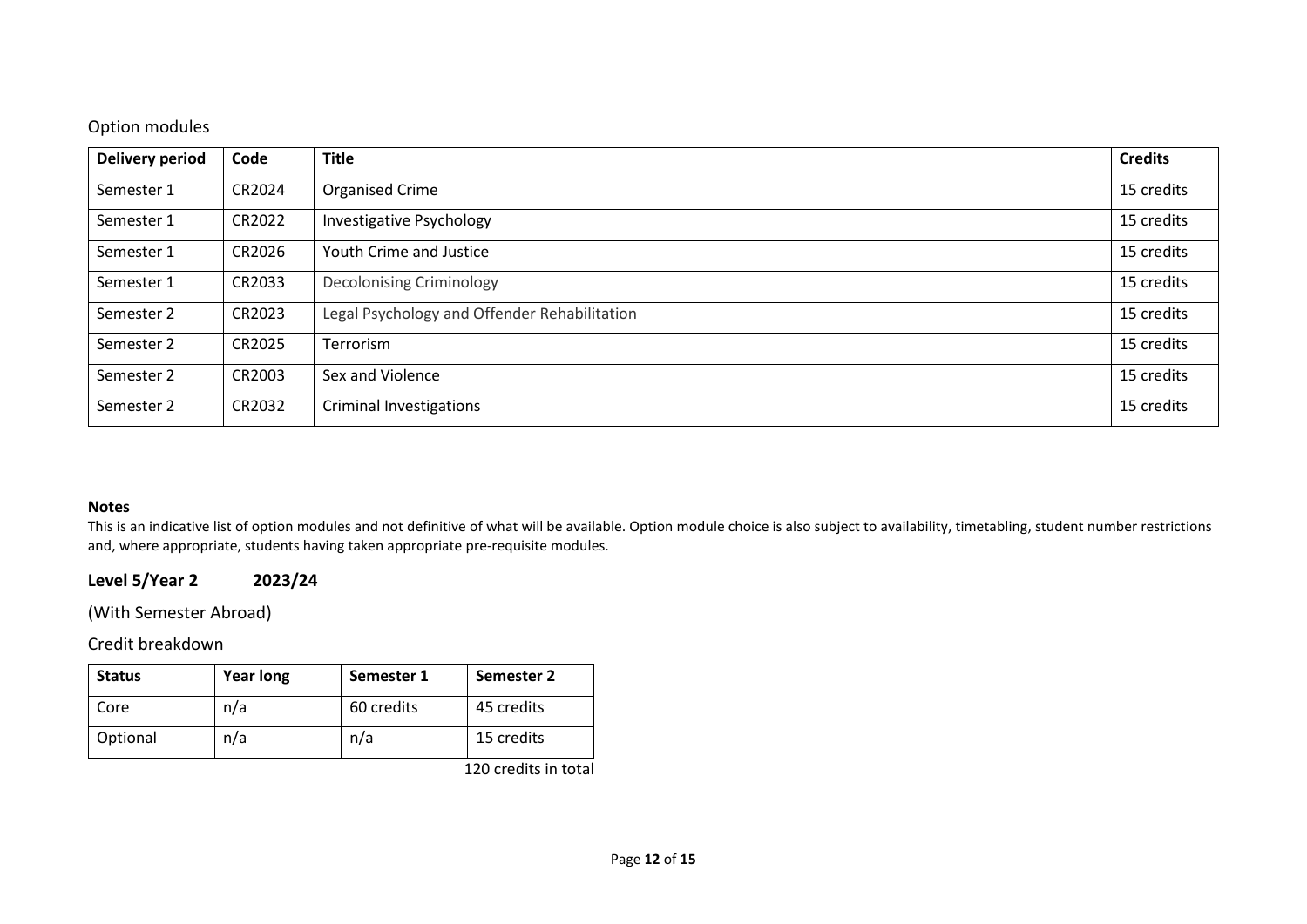Option modules

| Delivery period | Code | Title | Credits |
| --- | --- | --- | --- |
| Semester 1 | CR2024 | Organised Crime | 15 credits |
| Semester 1 | CR2022 | Investigative Psychology | 15 credits |
| Semester 1 | CR2026 | Youth Crime and Justice | 15 credits |
| Semester 1 | CR2033 | Decolonising Criminology | 15 credits |
| Semester 2 | CR2023 | Legal Psychology and Offender Rehabilitation | 15 credits |
| Semester 2 | CR2025 | Terrorism | 15 credits |
| Semester 2 | CR2003 | Sex and Violence | 15 credits |
| Semester 2 | CR2032 | Criminal Investigations | 15 credits |

**Notes**

This is an indicative list of option modules and not definitive of what will be available. Option module choice is also subject to availability, timetabling, student number restrictions and, where appropriate, students having taken appropriate pre-requisite modules.

## Level 5/Year 2 2023/24

(With Semester Abroad)

Credit breakdown

| Status | Year long | Semester 1 | Semester 2 |
| --- | --- | --- | --- |
| Core | n/a | 60 credits | 45 credits |
| Optional | n/a | n/a | 15 credits |

120 credits in total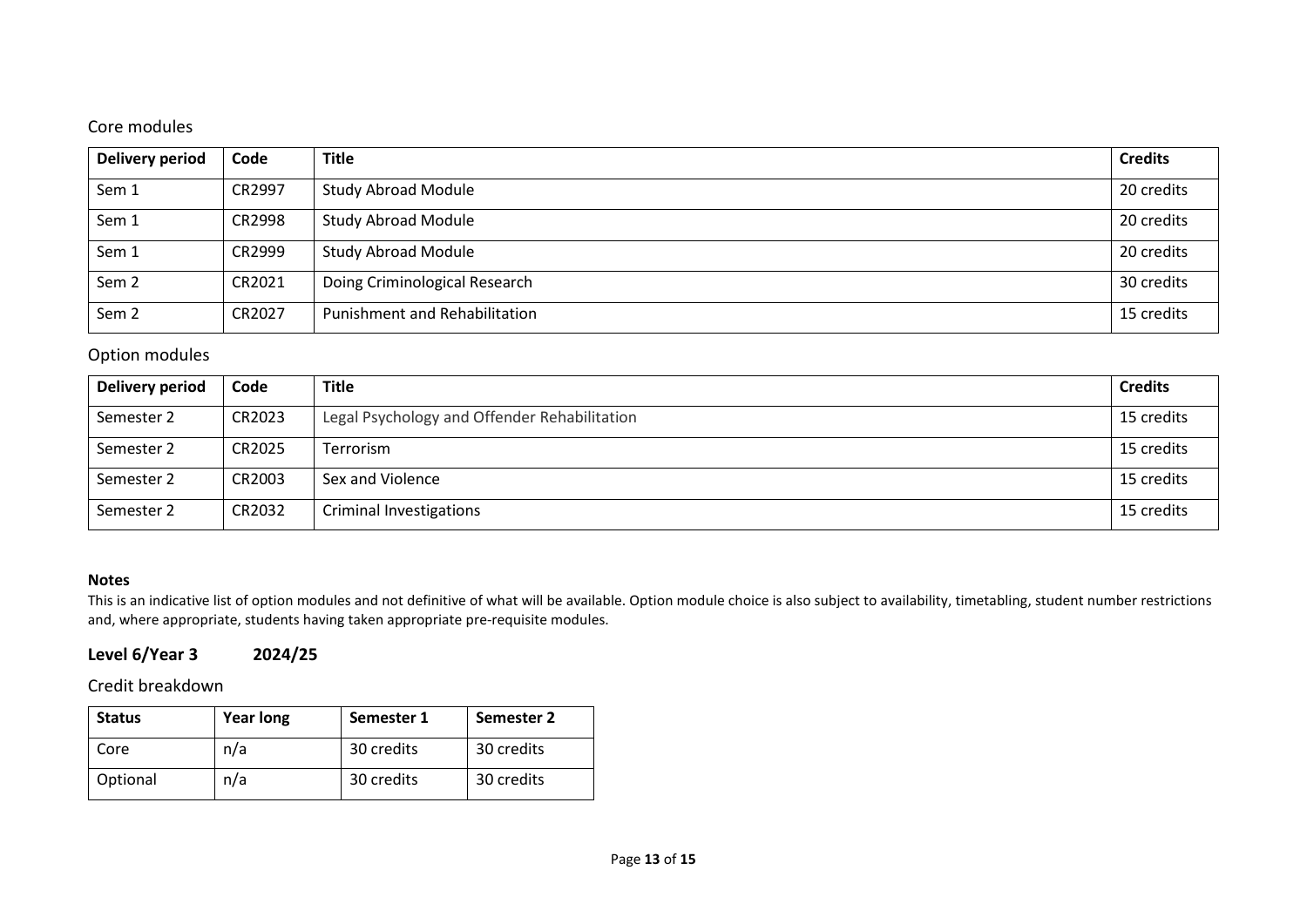### Core modules

| Delivery period | Code | Title | Credits |
|---|---|---|---|
| Sem 1 | CR2997 | Study Abroad Module | 20 credits |
| Sem 1 | CR2998 | Study Abroad Module | 20 credits |
| Sem 1 | CR2999 | Study Abroad Module | 20 credits |
| Sem 2 | CR2021 | Doing Criminological Research | 30 credits |
| Sem 2 | CR2027 | Punishment and Rehabilitation | 15 credits |

### Option modules

| Delivery period | Code | Title | Credits |
|---|---|---|---|
| Semester 2 | CR2023 | Legal Psychology and Offender Rehabilitation | 15 credits |
| Semester 2 | CR2025 | Terrorism | 15 credits |
| Semester 2 | CR2003 | Sex and Violence | 15 credits |
| Semester 2 | CR2032 | Criminal Investigations | 15 credits |

**Notes**

This is an indicative list of option modules and not definitive of what will be available. Option module choice is also subject to availability, timetabling, student number restrictions and, where appropriate, students having taken appropriate pre-requisite modules.

## Level 6/Year 3 2024/25

### Credit breakdown

| Status | Year long | Semester 1 | Semester 2 |
|---|---|---|---|
| Core | n/a | 30 credits | 30 credits |
| Optional | n/a | 30 credits | 30 credits |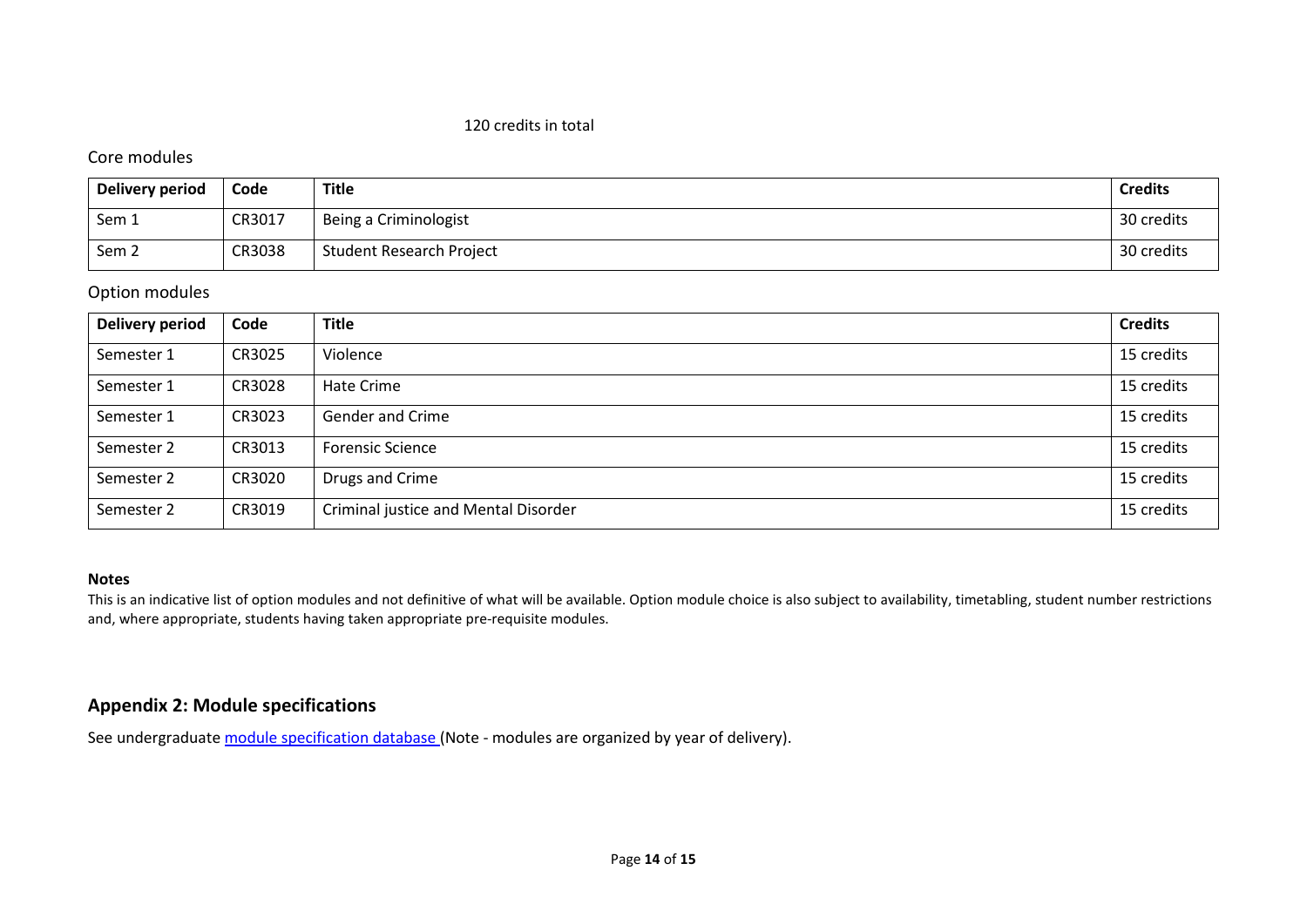120 credits in total

Core modules

| Delivery period | Code | Title | Credits |
|---|---|---|---|
| Sem 1 | CR3017 | Being a Criminologist | 30 credits |
| Sem 2 | CR3038 | Student Research Project | 30 credits |

Option modules

| Delivery period | Code | Title | Credits |
|---|---|---|---|
| Semester 1 | CR3025 | Violence | 15 credits |
| Semester 1 | CR3028 | Hate Crime | 15 credits |
| Semester 1 | CR3023 | Gender and Crime | 15 credits |
| Semester 2 | CR3013 | Forensic Science | 15 credits |
| Semester 2 | CR3020 | Drugs and Crime | 15 credits |
| Semester 2 | CR3019 | Criminal justice and Mental Disorder | 15 credits |

**Notes**

This is an indicative list of option modules and not definitive of what will be available. Option module choice is also subject to availability, timetabling, student number restrictions and, where appropriate, students having taken appropriate pre-requisite modules.

## Appendix 2: Module specifications

See undergraduate module specification database (Note - modules are organized by year of delivery).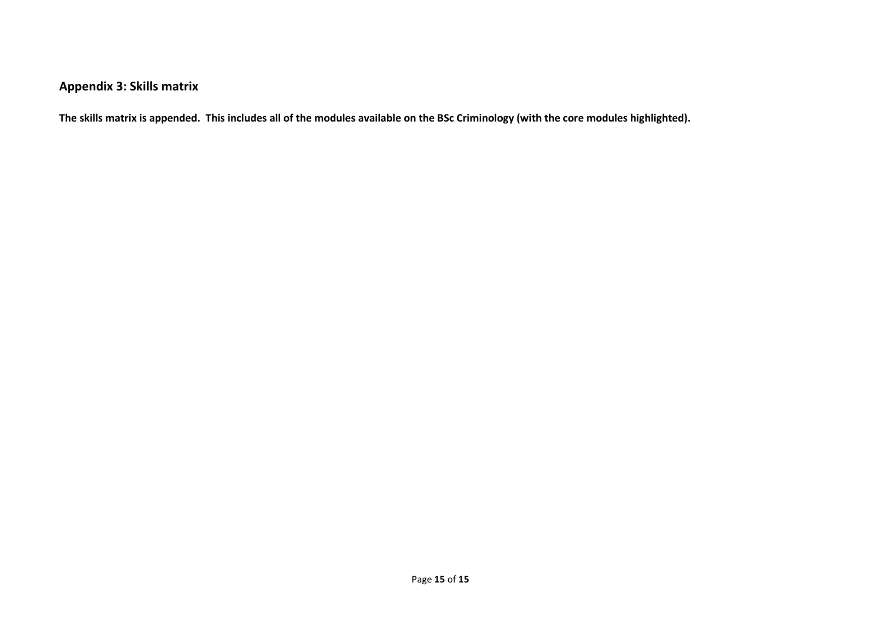## Appendix 3: Skills matrix

**The skills matrix is appended. This includes all of the modules available on the BSc Criminology (with the core modules highlighted).**